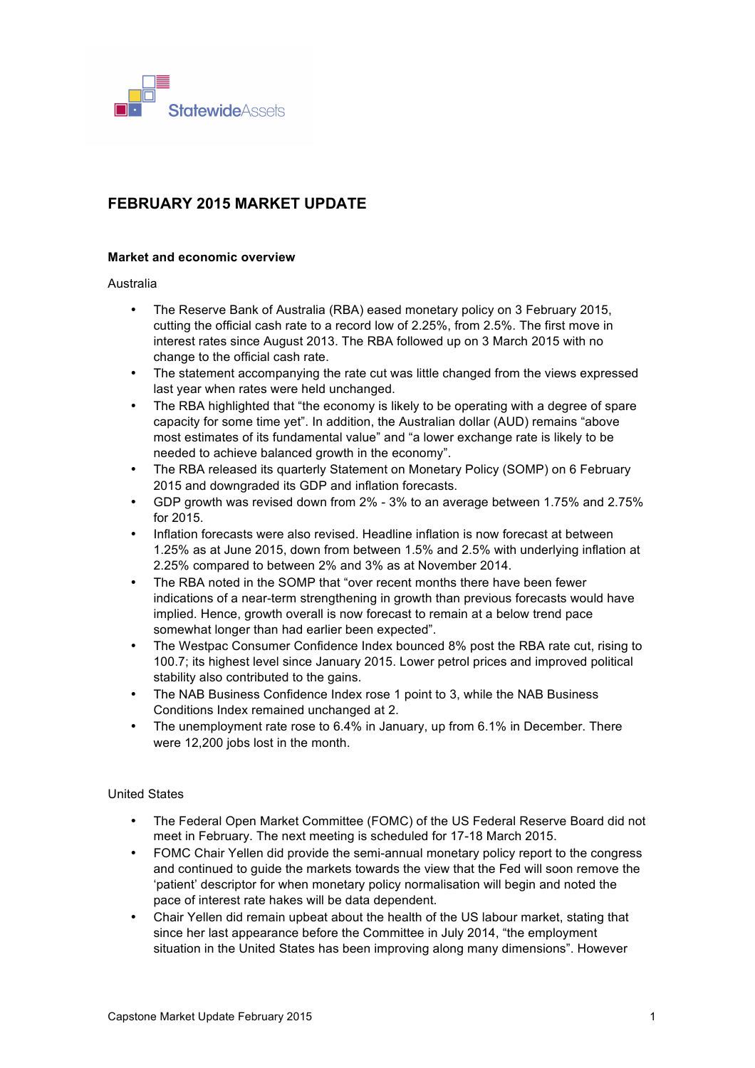StatewideAssets

# FEBRUARY 2015 MARKET UPDATE

## Market and economic overview

Australia

- The Reserve Bank of Australia (RBA) eased monetary policy on 3 February 2015, cutting the official cash rate to a record low of 2.25%, from 2.5%. The first move in interest rates since August 2013. The RBA followed up on 3 March 2015 with no change to the official cash rate.
- The statement accompanying the rate cut was little changed from the views expressed last year when rates were held unchanged.
- The RBA highlighted that "the economy is likely to be operating with a degree of spare capacity for some time yet". In addition, the Australian dollar (AUD) remains "above most estimates of its fundamental value" and "a lower exchange rate is likely to be needed to achieve balanced growth in the economy".
- The RBA released its quarterly Statement on Monetary Policy (SOMP) on 6 February 2015 and downgraded its GDP and inflation forecasts.
- GDP growth was revised down from 2% - 3% to an average between 1.75% and 2.75% for 2015.
- Inflation forecasts were also revised. Headline inflation is now forecast at between 1.25% as at June 2015, down from between 1.5% and 2.5% with underlying inflation at 2.25% compared to between 2% and 3% as at November 2014.
- The RBA noted in the SOMP that "over recent months there have been fewer indications of a near-term strengthening in growth than previous forecasts would have implied. Hence, growth overall is now forecast to remain at a below trend pace somewhat longer than had earlier been expected".
- The Westpac Consumer Confidence Index bounced 8% post the RBA rate cut, rising to 100.7; its highest level since January 2015. Lower petrol prices and improved political stability also contributed to the gains.
- The NAB Business Confidence Index rose 1 point to 3, while the NAB Business Conditions Index remained unchanged at 2.
- The unemployment rate rose to 6.4% in January, up from 6.1% in December. There were 12,200 jobs lost in the month.

United States

- The Federal Open Market Committee (FOMC) of the US Federal Reserve Board did not meet in February. The next meeting is scheduled for 17-18 March 2015.
- FOMC Chair Yellen did provide the semi-annual monetary policy report to the congress and continued to guide the markets towards the view that the Fed will soon remove the 'patient' descriptor for when monetary policy normalisation will begin and noted the pace of interest rate hakes will be data dependent.
- Chair Yellen did remain upbeat about the health of the US labour market, stating that since her last appearance before the Committee in July 2014, "the employment situation in the United States has been improving along many dimensions". However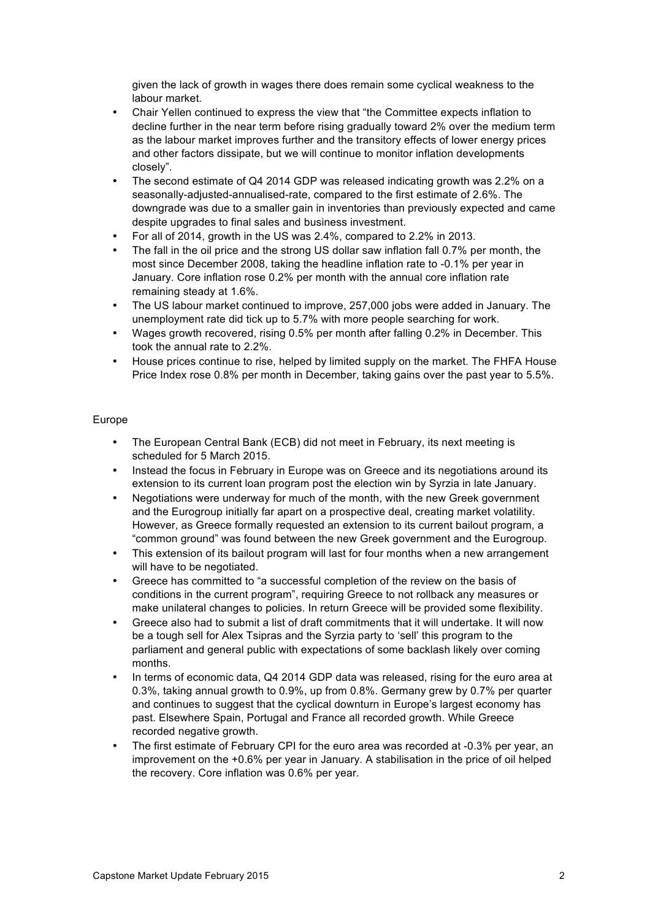given the lack of growth in wages there does remain some cyclical weakness to the labour market.

- Chair Yellen continued to express the view that "the Committee expects inflation to decline further in the near term before rising gradually toward 2% over the medium term as the labour market improves further and the transitory effects of lower energy prices and other factors dissipate, but we will continue to monitor inflation developments closely".
- The second estimate of Q4 2014 GDP was released indicating growth was 2.2% on a seasonally-adjusted-annualised-rate, compared to the first estimate of 2.6%. The downgrade was due to a smaller gain in inventories than previously expected and came despite upgrades to final sales and business investment.
- For all of 2014, growth in the US was 2.4%, compared to 2.2% in 2013.
- The fall in the oil price and the strong US dollar saw inflation fall 0.7% per month, the most since December 2008, taking the headline inflation rate to -0.1% per year in January. Core inflation rose 0.2% per month with the annual core inflation rate remaining steady at 1.6%.
- The US labour market continued to improve, 257,000 jobs were added in January. The unemployment rate did tick up to 5.7% with more people searching for work.
- Wages growth recovered, rising 0.5% per month after falling 0.2% in December. This took the annual rate to 2.2%.
- House prices continue to rise, helped by limited supply on the market. The FHFA House Price Index rose 0.8% per month in December, taking gains over the past year to 5.5%.

Europe

- The European Central Bank (ECB) did not meet in February, its next meeting is scheduled for 5 March 2015.
- Instead the focus in February in Europe was on Greece and its negotiations around its extension to its current loan program post the election win by Syrzia in late January.
- Negotiations were underway for much of the month, with the new Greek government and the Eurogroup initially far apart on a prospective deal, creating market volatility. However, as Greece formally requested an extension to its current bailout program, a "common ground" was found between the new Greek government and the Eurogroup.
- This extension of its bailout program will last for four months when a new arrangement will have to be negotiated.
- Greece has committed to "a successful completion of the review on the basis of conditions in the current program", requiring Greece to not rollback any measures or make unilateral changes to policies. In return Greece will be provided some flexibility.
- Greece also had to submit a list of draft commitments that it will undertake. It will now be a tough sell for Alex Tsipras and the Syrzia party to 'sell' this program to the parliament and general public with expectations of some backlash likely over coming months.
- In terms of economic data, Q4 2014 GDP data was released, rising for the euro area at 0.3%, taking annual growth to 0.9%, up from 0.8%. Germany grew by 0.7% per quarter and continues to suggest that the cyclical downturn in Europe's largest economy has past. Elsewhere Spain, Portugal and France all recorded growth. While Greece recorded negative growth.
- The first estimate of February CPI for the euro area was recorded at -0.3% per year, an improvement on the +0.6% per year in January. A stabilisation in the price of oil helped the recovery. Core inflation was 0.6% per year.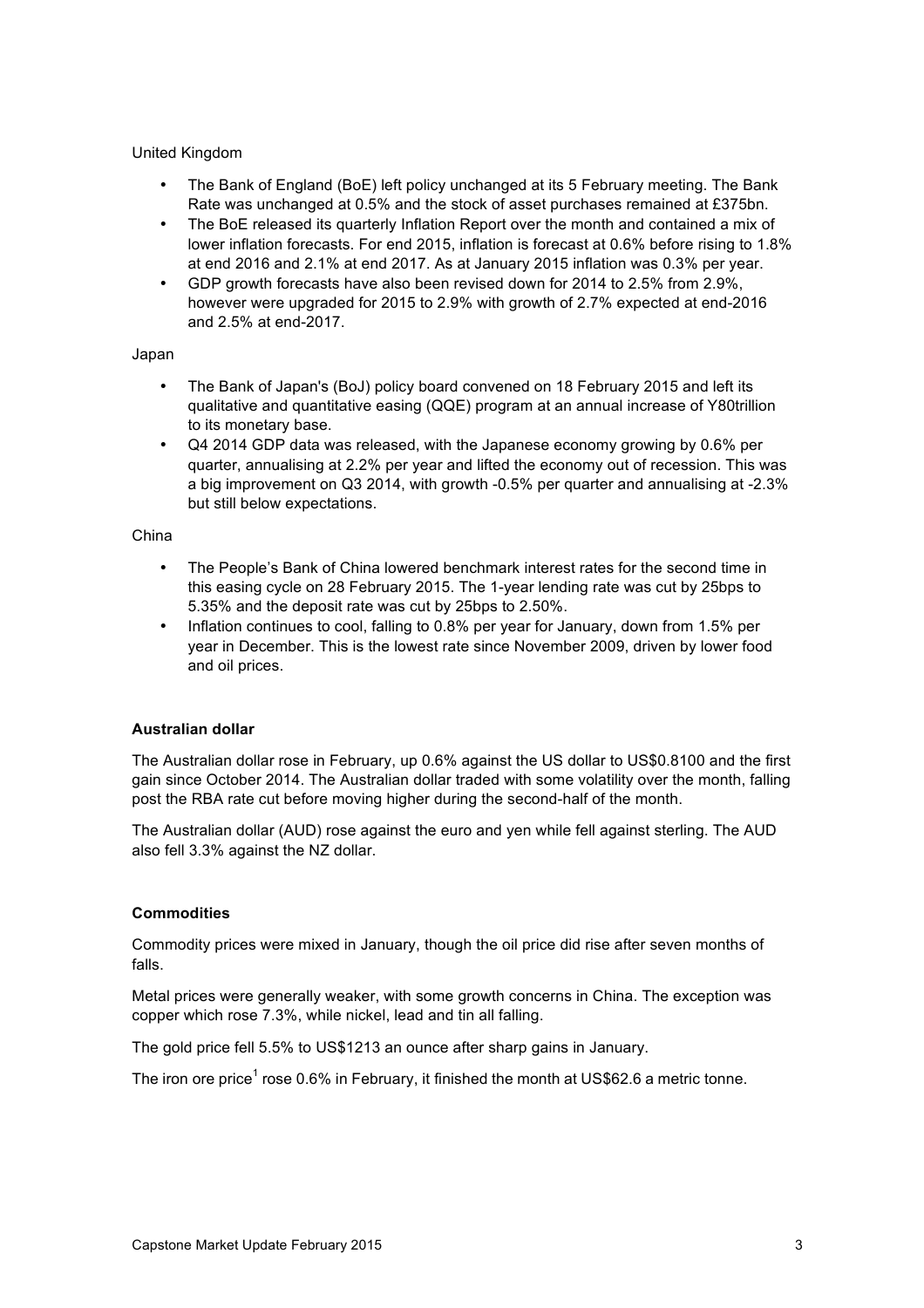United Kingdom

- The Bank of England (BoE) left policy unchanged at its 5 February meeting. The Bank Rate was unchanged at 0.5% and the stock of asset purchases remained at £375bn.
- The BoE released its quarterly Inflation Report over the month and contained a mix of lower inflation forecasts. For end 2015, inflation is forecast at 0.6% before rising to 1.8% at end 2016 and 2.1% at end 2017. As at January 2015 inflation was 0.3% per year.
- GDP growth forecasts have also been revised down for 2014 to 2.5% from 2.9%, however were upgraded for 2015 to 2.9% with growth of 2.7% expected at end-2016 and 2.5% at end-2017.

Japan

- The Bank of Japan's (BoJ) policy board convened on 18 February 2015 and left its qualitative and quantitative easing (QQE) program at an annual increase of Y80trillion to its monetary base.
- Q4 2014 GDP data was released, with the Japanese economy growing by 0.6% per quarter, annualising at 2.2% per year and lifted the economy out of recession. This was a big improvement on Q3 2014, with growth -0.5% per quarter and annualising at -2.3% but still below expectations.

China

- The People's Bank of China lowered benchmark interest rates for the second time in this easing cycle on 28 February 2015. The 1-year lending rate was cut by 25bps to 5.35% and the deposit rate was cut by 25bps to 2.50%.
- Inflation continues to cool, falling to 0.8% per year for January, down from 1.5% per year in December. This is the lowest rate since November 2009, driven by lower food and oil prices.

**Australian dollar**

The Australian dollar rose in February, up 0.6% against the US dollar to US$0.8100 and the first gain since October 2014. The Australian dollar traded with some volatility over the month, falling post the RBA rate cut before moving higher during the second-half of the month.

The Australian dollar (AUD) rose against the euro and yen while fell against sterling. The AUD also fell 3.3% against the NZ dollar.

**Commodities**

Commodity prices were mixed in January, though the oil price did rise after seven months of falls.

Metal prices were generally weaker, with some growth concerns in China. The exception was copper which rose 7.3%, while nickel, lead and tin all falling.

The gold price fell 5.5% to US$1213 an ounce after sharp gains in January.

The iron ore price[1] rose 0.6% in February, it finished the month at US$62.6 a metric tonne.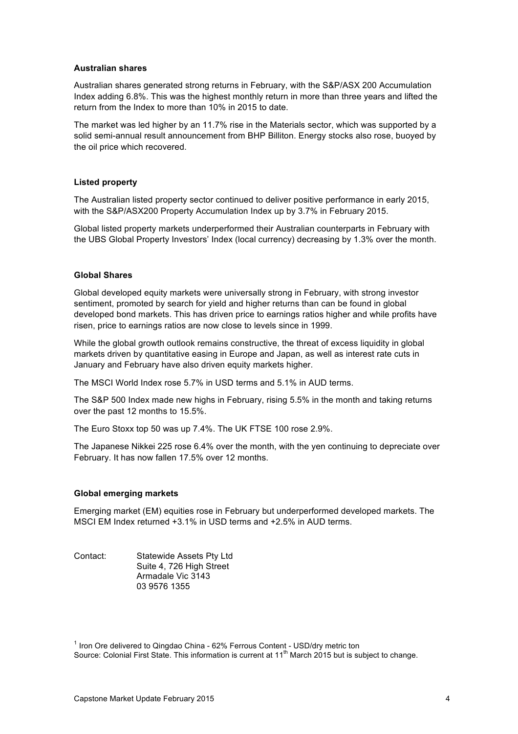**Australian shares**

Australian shares generated strong returns in February, with the S&P/ASX 200 Accumulation Index adding 6.8%. This was the highest monthly return in more than three years and lifted the return from the Index to more than 10% in 2015 to date.

The market was led higher by an 11.7% rise in the Materials sector, which was supported by a solid semi-annual result announcement from BHP Billiton. Energy stocks also rose, buoyed by the oil price which recovered.

**Listed property**

The Australian listed property sector continued to deliver positive performance in early 2015, with the S&P/ASX200 Property Accumulation Index up by 3.7% in February 2015.

Global listed property markets underperformed their Australian counterparts in February with the UBS Global Property Investors' Index (local currency) decreasing by 1.3% over the month.

**Global Shares**

Global developed equity markets were universally strong in February, with strong investor sentiment, promoted by search for yield and higher returns than can be found in global developed bond markets. This has driven price to earnings ratios higher and while profits have risen, price to earnings ratios are now close to levels since in 1999.

While the global growth outlook remains constructive, the threat of excess liquidity in global markets driven by quantitative easing in Europe and Japan, as well as interest rate cuts in January and February have also driven equity markets higher.

The MSCI World Index rose 5.7% in USD terms and 5.1% in AUD terms.

The S&P 500 Index made new highs in February, rising 5.5% in the month and taking returns over the past 12 months to 15.5%.

The Euro Stoxx top 50 was up 7.4%. The UK FTSE 100 rose 2.9%.

The Japanese Nikkei 225 rose 6.4% over the month, with the yen continuing to depreciate over February. It has now fallen 17.5% over 12 months.

**Global emerging markets**

Emerging market (EM) equities rose in February but underperformed developed markets. The MSCI EM Index returned +3.1% in USD terms and +2.5% in AUD terms.

Contact: Statewide Assets Pty Ltd
Suite 4, 726 High Street
Armadale Vic 3143
03 9576 1355

[1] Iron Ore delivered to Qingdao China - 62% Ferrous Content - USD/dry metric ton
Source: Colonial First State. This information is current at 11th March 2015 but is subject to change.